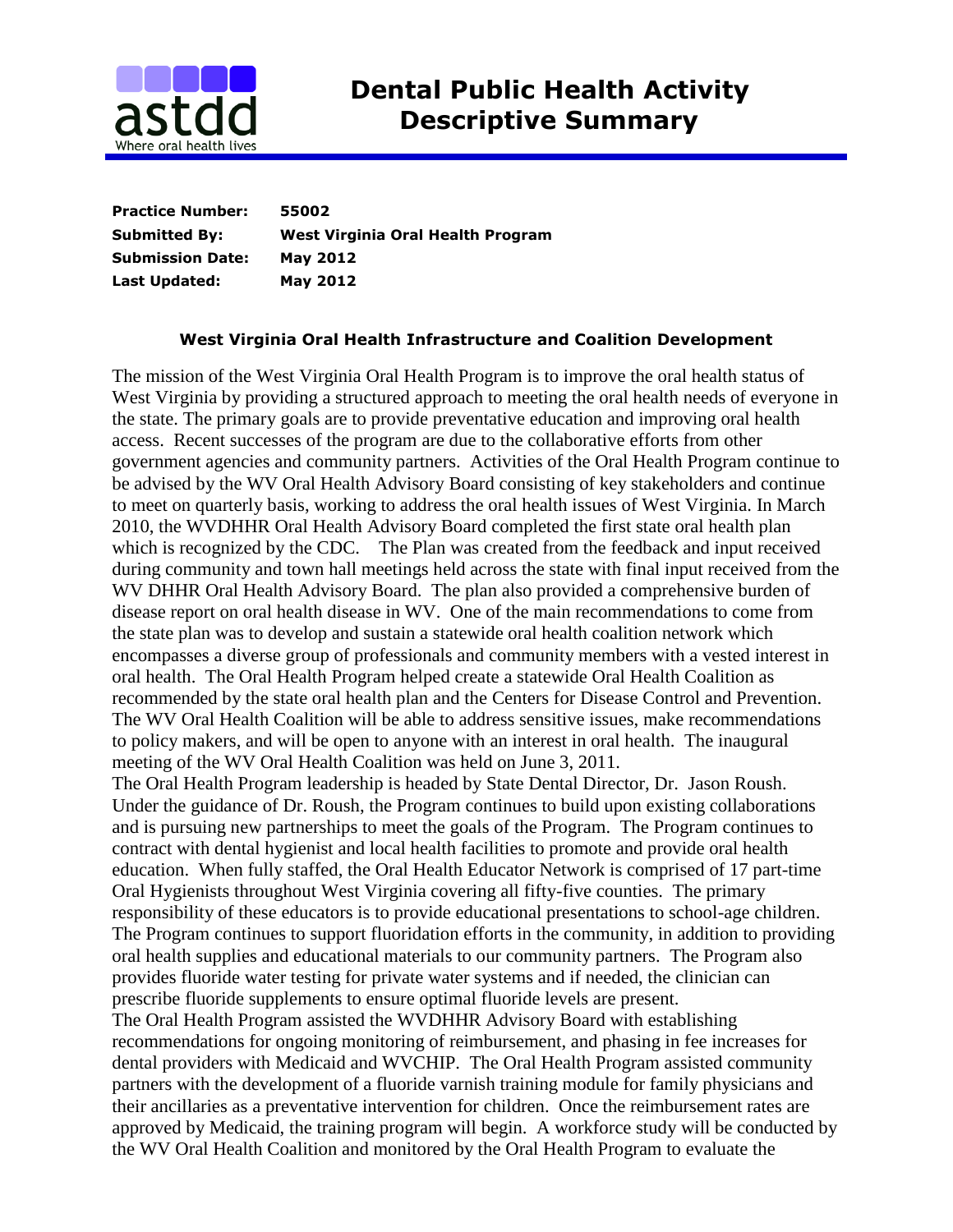# Dental Public Health Activity Descriptive Summary

**Practice Number:** **55002**
**Submitted By:** **West Virginia Oral Health Program**
**Submission Date:** **May 2012**
**Last Updated:** **May 2012**

## West Virginia Oral Health Infrastructure and Coalition Development

The mission of the West Virginia Oral Health Program is to improve the oral health status of West Virginia by providing a structured approach to meeting the oral health needs of everyone in the state. The primary goals are to provide preventative education and improving oral health access. Recent successes of the program are due to the collaborative efforts from other government agencies and community partners. Activities of the Oral Health Program continue to be advised by the WV Oral Health Advisory Board consisting of key stakeholders and continue to meet on quarterly basis, working to address the oral health issues of West Virginia. In March 2010, the WVDHHR Oral Health Advisory Board completed the first state oral health plan which is recognized by the CDC. The Plan was created from the feedback and input received during community and town hall meetings held across the state with final input received from the WV DHHR Oral Health Advisory Board. The plan also provided a comprehensive burden of disease report on oral health disease in WV. One of the main recommendations to come from the state plan was to develop and sustain a statewide oral health coalition network which encompasses a diverse group of professionals and community members with a vested interest in oral health. The Oral Health Program helped create a statewide Oral Health Coalition as recommended by the state oral health plan and the Centers for Disease Control and Prevention. The WV Oral Health Coalition will be able to address sensitive issues, make recommendations to policy makers, and will be open to anyone with an interest in oral health. The inaugural meeting of the WV Oral Health Coalition was held on June 3, 2011.

The Oral Health Program leadership is headed by State Dental Director, Dr. Jason Roush. Under the guidance of Dr. Roush, the Program continues to build upon existing collaborations and is pursuing new partnerships to meet the goals of the Program. The Program continues to contract with dental hygienist and local health facilities to promote and provide oral health education. When fully staffed, the Oral Health Educator Network is comprised of 17 part-time Oral Hygienists throughout West Virginia covering all fifty-five counties. The primary responsibility of these educators is to provide educational presentations to school-age children. The Program continues to support fluoridation efforts in the community, in addition to providing oral health supplies and educational materials to our community partners. The Program also provides fluoride water testing for private water systems and if needed, the clinician can prescribe fluoride supplements to ensure optimal fluoride levels are present.

The Oral Health Program assisted the WVDHHR Advisory Board with establishing recommendations for ongoing monitoring of reimbursement, and phasing in fee increases for dental providers with Medicaid and WVCHIP. The Oral Health Program assisted community partners with the development of a fluoride varnish training module for family physicians and their ancillaries as a preventative intervention for children. Once the reimbursement rates are approved by Medicaid, the training program will begin. A workforce study will be conducted by the WV Oral Health Coalition and monitored by the Oral Health Program to evaluate the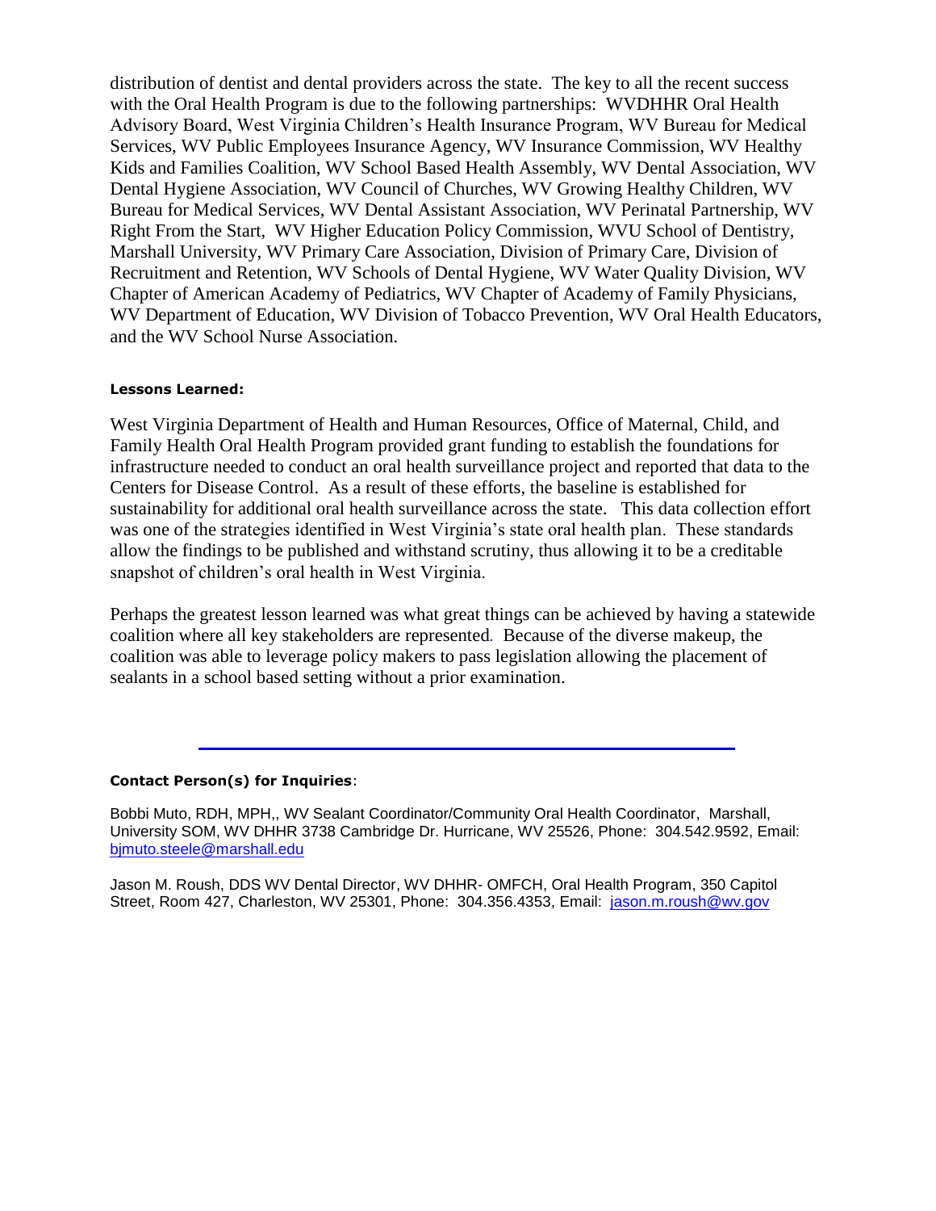distribution of dentist and dental providers across the state. The key to all the recent success with the Oral Health Program is due to the following partnerships: WVDHHR Oral Health Advisory Board, West Virginia Children's Health Insurance Program, WV Bureau for Medical Services, WV Public Employees Insurance Agency, WV Insurance Commission, WV Healthy Kids and Families Coalition, WV School Based Health Assembly, WV Dental Association, WV Dental Hygiene Association, WV Council of Churches, WV Growing Healthy Children, WV Bureau for Medical Services, WV Dental Assistant Association, WV Perinatal Partnership, WV Right From the Start, WV Higher Education Policy Commission, WVU School of Dentistry, Marshall University, WV Primary Care Association, Division of Primary Care, Division of Recruitment and Retention, WV Schools of Dental Hygiene, WV Water Quality Division, WV Chapter of American Academy of Pediatrics, WV Chapter of Academy of Family Physicians, WV Department of Education, WV Division of Tobacco Prevention, WV Oral Health Educators, and the WV School Nurse Association.

**Lessons Learned:**

West Virginia Department of Health and Human Resources, Office of Maternal, Child, and Family Health Oral Health Program provided grant funding to establish the foundations for infrastructure needed to conduct an oral health surveillance project and reported that data to the Centers for Disease Control. As a result of these efforts, the baseline is established for sustainability for additional oral health surveillance across the state. This data collection effort was one of the strategies identified in West Virginia's state oral health plan. These standards allow the findings to be published and withstand scrutiny, thus allowing it to be a creditable snapshot of children's oral health in West Virginia.

Perhaps the greatest lesson learned was what great things can be achieved by having a statewide coalition where all key stakeholders are represented. Because of the diverse makeup, the coalition was able to leverage policy makers to pass legislation allowing the placement of sealants in a school based setting without a prior examination.

---

**Contact Person(s) for Inquiries**:

Bobbi Muto, RDH, MPH,, WV Sealant Coordinator/Community Oral Health Coordinator, Marshall, University SOM, WV DHHR 3738 Cambridge Dr. Hurricane, WV 25526, Phone: 304.542.9592, Email: bjmuto.steele@marshall.edu

Jason M. Roush, DDS WV Dental Director, WV DHHR- OMFCH, Oral Health Program, 350 Capitol Street, Room 427, Charleston, WV 25301, Phone: 304.356.4353, Email: jason.m.roush@wv.gov